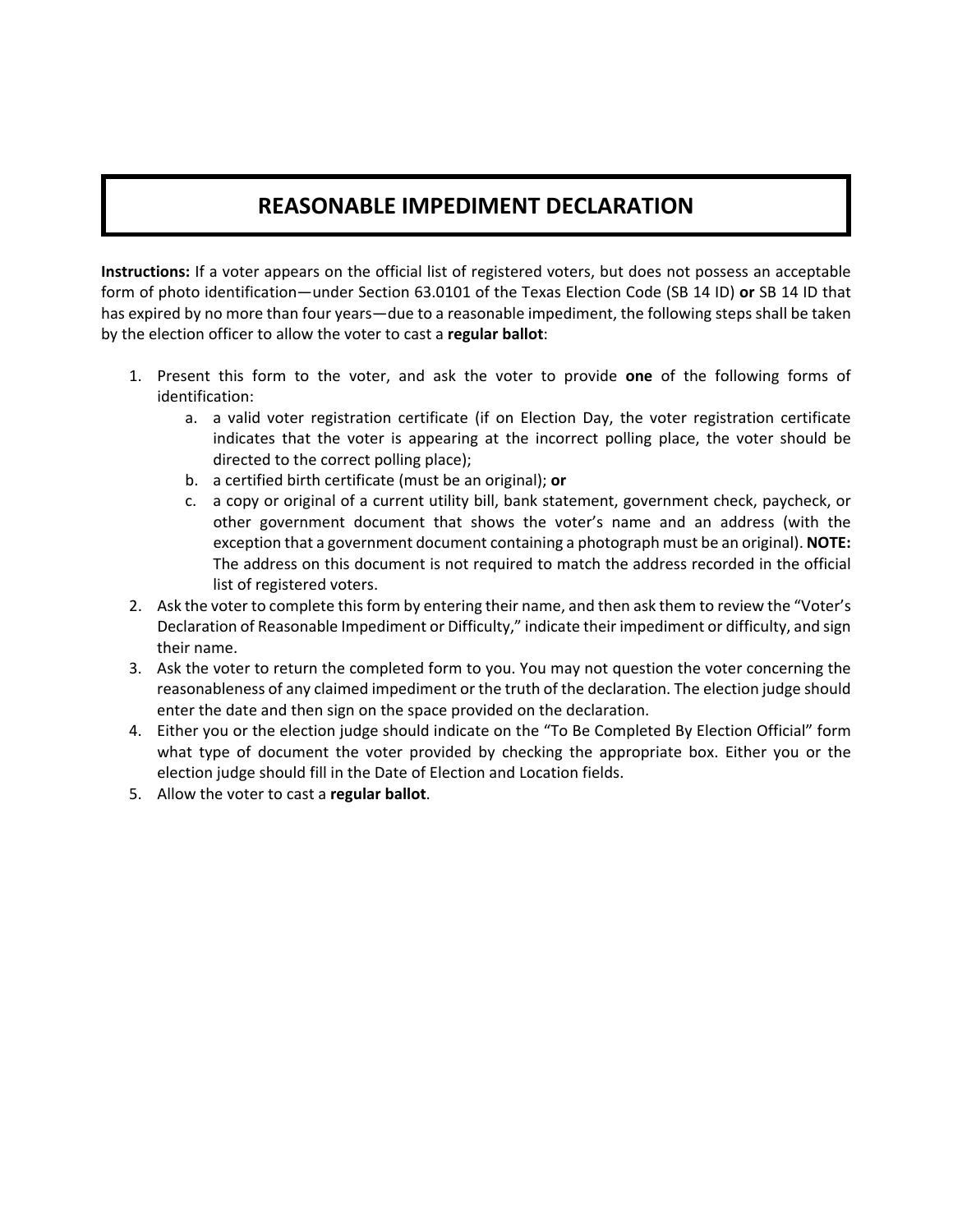# REASONABLE IMPEDIMENT DECLARATION

**Instructions:** If a voter appears on the official list of registered voters, but does not possess an acceptable form of photo identification—under Section 63.0101 of the Texas Election Code (SB 14 ID) **or** SB 14 ID that has expired by no more than four years—due to a reasonable impediment, the following steps shall be taken by the election officer to allow the voter to cast a **regular ballot**:

1. Present this form to the voter, and ask the voter to provide **one** of the following forms of identification:
   a. a valid voter registration certificate (if on Election Day, the voter registration certificate indicates that the voter is appearing at the incorrect polling place, the voter should be directed to the correct polling place);
   b. a certified birth certificate (must be an original); **or**
   c. a copy or original of a current utility bill, bank statement, government check, paycheck, or other government document that shows the voter's name and an address (with the exception that a government document containing a photograph must be an original). **NOTE:** The address on this document is not required to match the address recorded in the official list of registered voters.
2. Ask the voter to complete this form by entering their name, and then ask them to review the "Voter's Declaration of Reasonable Impediment or Difficulty," indicate their impediment or difficulty, and sign their name.
3. Ask the voter to return the completed form to you. You may not question the voter concerning the reasonableness of any claimed impediment or the truth of the declaration. The election judge should enter the date and then sign on the space provided on the declaration.
4. Either you or the election judge should indicate on the "To Be Completed By Election Official" form what type of document the voter provided by checking the appropriate box. Either you or the election judge should fill in the Date of Election and Location fields.
5. Allow the voter to cast a **regular ballot**.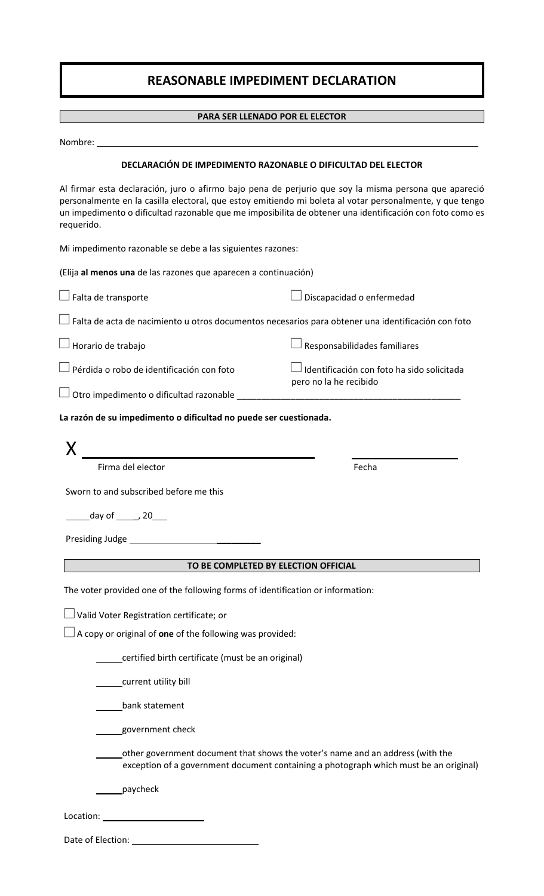# REASONABLE IMPEDIMENT DECLARATION

**PARA SER LLENADO POR EL ELECTOR**

Nombre: ____________________________________________________________________________

**DECLARACIÓN DE IMPEDIMENTO RAZONABLE O DIFICULTAD DEL ELECTOR**

Al firmar esta declaración, juro o afirmo bajo pena de perjurio que soy la misma persona que apareció personalmente en la casilla electoral, que estoy emitiendo mi boleta al votar personalmente, y que tengo un impedimento o dificultad razonable que me imposibilita de obtener una identificación con foto como es requerido.

Mi impedimento razonable se debe a las siguientes razones:

(Elija **al menos una** de las razones que aparecen a continuación)

☐ Falta de transporte

☐ Discapacidad o enfermedad

☐ Falta de acta de nacimiento u otros documentos necesarios para obtener una identificación con foto

☐ Horario de trabajo

☐ Responsabilidades familiares

☐ Pérdida o robo de identificación con foto

☐ Identificación con foto ha sido solicitada pero no la he recibido

☐ Otro impedimento o dificultad razonable ____________________________________________

**La razón de su impedimento o dificultad no puede ser cuestionada.**

X ______________________________ ____________________

Firma del elector Fecha

Sworn to and subscribed before me this

_____day of _____, 20___

Presiding Judge ____________________________

**TO BE COMPLETED BY ELECTION OFFICIAL**

The voter provided one of the following forms of identification or information:

☐ Valid Voter Registration certificate; or

☐ A copy or original of **one** of the following was provided:

_____certified birth certificate (must be an original)

_____current utility bill

_____bank statement

_____government check

_____other government document that shows the voter's name and an address (with the exception of a government document containing a photograph which must be an original)

_____paycheck

Location: ______________________

Date of Election: __________________________